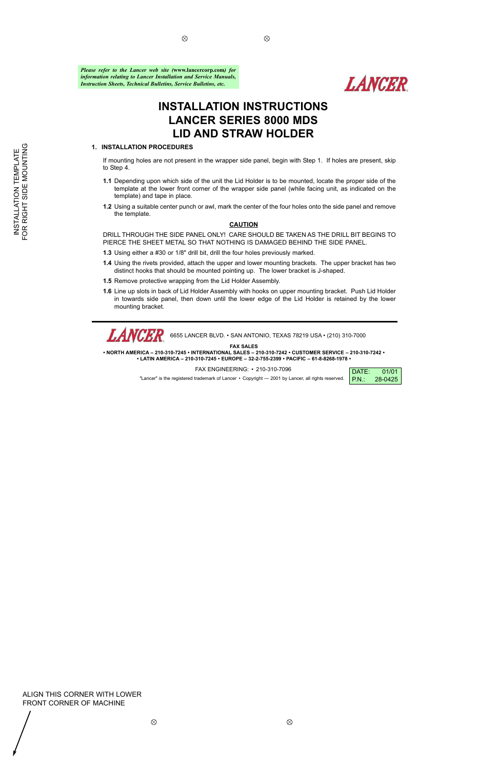*Please refer to the Lancer web site (www.lancercorp.com) for information relating to Lancer Installation and Service Manuals, Instruction Sheets, Technical Bulletins, Service Bulletins, etc.*

LANCER

# INSTALLATION INSTRUCTIONS
# LANCER SERIES 8000 MDS
# LID AND STRAW HOLDER

INSTALLATION TEMPLATE
FOR RIGHT SIDE MOUNTING

## 1. INSTALLATION PROCEDURES

If mounting holes are not present in the wrapper side panel, begin with Step 1. If holes are present, skip to Step 4.

**1.1** Depending upon which side of the unit the Lid Holder is to be mounted, locate the proper side of the template at the lower front corner of the wrapper side panel (while facing unit, as indicated on the template) and tape in place.

**1.2** Using a suitable center punch or awl, mark the center of the four holes onto the side panel and remove the template.

**CAUTION**

DRILL THROUGH THE SIDE PANEL ONLY! CARE SHOULD BE TAKEN AS THE DRILL BIT BEGINS TO PIERCE THE SHEET METAL SO THAT NOTHING IS DAMAGED BEHIND THE SIDE PANEL.

**1.3** Using either a #30 or 1/8" drill bit, drill the four holes previously marked.

**1.4** Using the rivets provided, attach the upper and lower mounting brackets. The upper bracket has two distinct hooks that should be mounted pointing up. The lower bracket is J-shaped.

**1.5** Remove protective wrapping from the Lid Holder Assembly.

**1.6** Line up slots in back of Lid Holder Assembly with hooks on upper mounting bracket. Push Lid Holder in towards side panel, then down until the lower edge of the Lid Holder is retained by the lower mounting bracket.

---

LANCER 6655 LANCER BLVD. • SAN ANTONIO, TEXAS 78219 USA • (210) 310-7000

**FAX SALES**

**• NORTH AMERICA – 210-310-7245 • INTERNATIONAL SALES – 210-310-7242 • CUSTOMER SERVICE – 210-310-7242 •**
**• LATIN AMERICA – 210-310-7245 • EUROPE – 32-2-755-2399 • PACIFIC – 61-8-8268-1978 •**

FAX ENGINEERING: • 210-310-7096

"Lancer" is the registered trademark of Lancer • Copyright — 2001 by Lancer, all rights reserved.

DATE: 01/01
P.N.: 28-0425

ALIGN THIS CORNER WITH LOWER FRONT CORNER OF MACHINE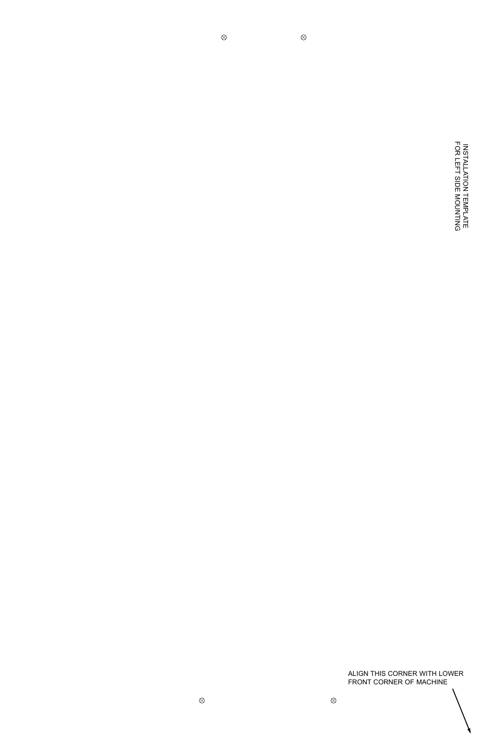INSTALLATION TEMPLATE
FOR LEFT SIDE MOUNTING

ALIGN THIS CORNER WITH LOWER
FRONT CORNER OF MACHINE